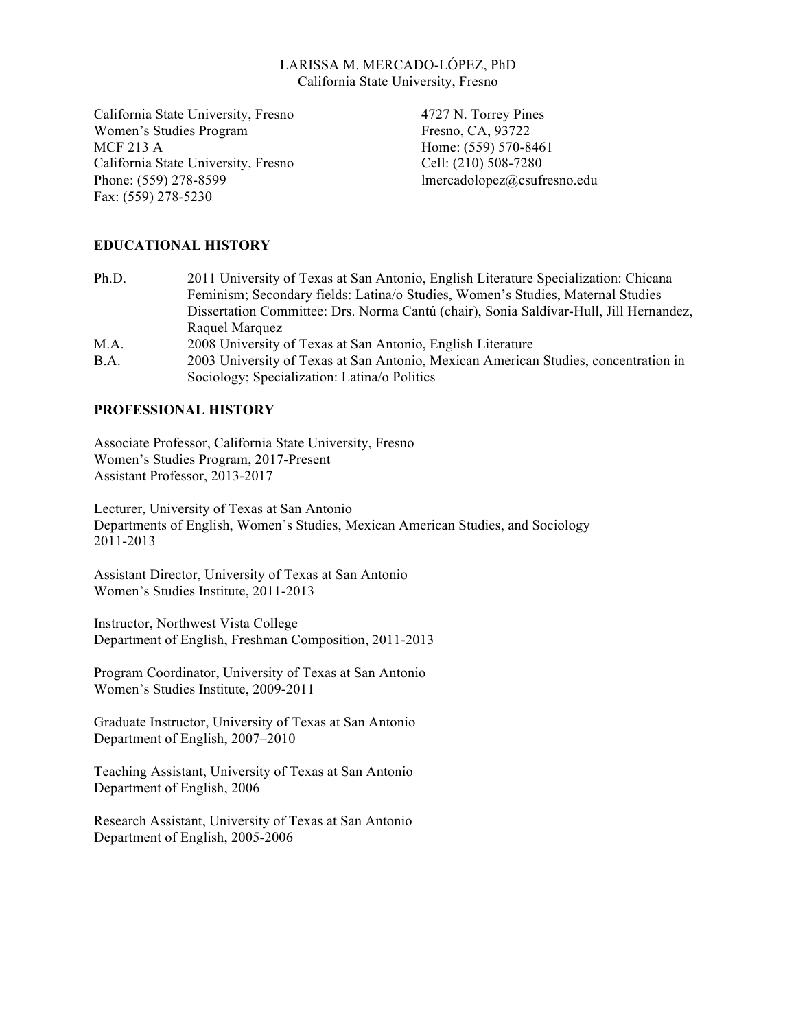LARISSA M. MERCADO-LÓPEZ, PhD
California State University, Fresno

California State University, Fresno
Women's Studies Program
MCF 213 A
California State University, Fresno
Phone: (559) 278-8599
Fax: (559) 278-5230

4727 N. Torrey Pines
Fresno, CA, 93722
Home: (559) 570-8461
Cell: (210) 508-7280
lmercadolopez@csufresno.edu

## EDUCATIONAL HISTORY

Ph.D. 2011 University of Texas at San Antonio, English Literature Specialization: Chicana Feminism; Secondary fields: Latina/o Studies, Women's Studies, Maternal Studies
Dissertation Committee: Drs. Norma Cantú (chair), Sonia Saldívar-Hull, Jill Hernandez, Raquel Marquez

M.A. 2008 University of Texas at San Antonio, English Literature

B.A. 2003 University of Texas at San Antonio, Mexican American Studies, concentration in Sociology; Specialization: Latina/o Politics

## PROFESSIONAL HISTORY

Associate Professor, California State University, Fresno
Women's Studies Program, 2017-Present
Assistant Professor, 2013-2017

Lecturer, University of Texas at San Antonio
Departments of English, Women's Studies, Mexican American Studies, and Sociology
2011-2013

Assistant Director, University of Texas at San Antonio
Women's Studies Institute, 2011-2013

Instructor, Northwest Vista College
Department of English, Freshman Composition, 2011-2013

Program Coordinator, University of Texas at San Antonio
Women's Studies Institute, 2009-2011

Graduate Instructor, University of Texas at San Antonio
Department of English, 2007–2010

Teaching Assistant, University of Texas at San Antonio
Department of English, 2006

Research Assistant, University of Texas at San Antonio
Department of English, 2005-2006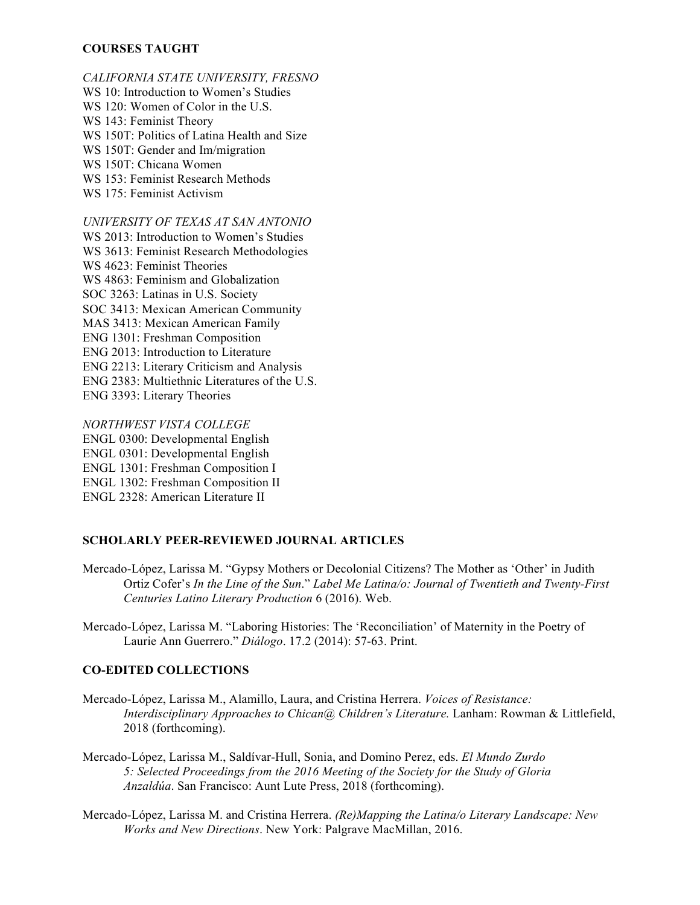## COURSES TAUGHT

*CALIFORNIA STATE UNIVERSITY, FRESNO*

WS 10: Introduction to Women's Studies
WS 120: Women of Color in the U.S.
WS 143: Feminist Theory
WS 150T: Politics of Latina Health and Size
WS 150T: Gender and Im/migration
WS 150T: Chicana Women
WS 153: Feminist Research Methods
WS 175: Feminist Activism

*UNIVERSITY OF TEXAS AT SAN ANTONIO*

WS 2013: Introduction to Women's Studies
WS 3613: Feminist Research Methodologies
WS 4623: Feminist Theories
WS 4863: Feminism and Globalization
SOC 3263: Latinas in U.S. Society
SOC 3413: Mexican American Community
MAS 3413: Mexican American Family
ENG 1301: Freshman Composition
ENG 2013: Introduction to Literature
ENG 2213: Literary Criticism and Analysis
ENG 2383: Multiethnic Literatures of the U.S.
ENG 3393: Literary Theories

*NORTHWEST VISTA COLLEGE*

ENGL 0300: Developmental English
ENGL 0301: Developmental English
ENGL 1301: Freshman Composition I
ENGL 1302: Freshman Composition II
ENGL 2328: American Literature II

## SCHOLARLY PEER-REVIEWED JOURNAL ARTICLES

Mercado-López, Larissa M. "Gypsy Mothers or Decolonial Citizens? The Mother as 'Other' in Judith Ortiz Cofer's *In the Line of the Sun*." *Label Me Latina/o: Journal of Twentieth and Twenty-First Centuries Latino Literary Production* 6 (2016). Web.

Mercado-López, Larissa M. "Laboring Histories: The 'Reconciliation' of Maternity in the Poetry of Laurie Ann Guerrero." *Diálogo*. 17.2 (2014): 57-63. Print.

## CO-EDITED COLLECTIONS

Mercado-López, Larissa M., Alamillo, Laura, and Cristina Herrera. *Voices of Resistance: Interdisciplinary Approaches to Chican@ Children's Literature.* Lanham: Rowman & Littlefield, 2018 (forthcoming).

Mercado-López, Larissa M., Saldívar-Hull, Sonia, and Domino Perez, eds. *El Mundo Zurdo 5: Selected Proceedings from the 2016 Meeting of the Society for the Study of Gloria Anzaldúa*. San Francisco: Aunt Lute Press, 2018 (forthcoming).

Mercado-López, Larissa M. and Cristina Herrera. *(Re)Mapping the Latina/o Literary Landscape: New Works and New Directions*. New York: Palgrave MacMillan, 2016.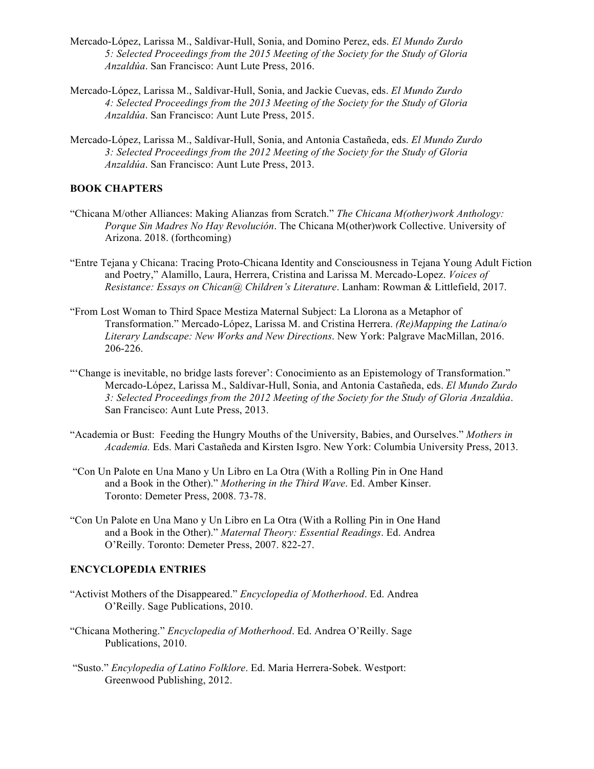Mercado-López, Larissa M., Saldívar-Hull, Sonia, and Domino Perez, eds. *El Mundo Zurdo 5: Selected Proceedings from the 2015 Meeting of the Society for the Study of Gloria Anzaldúa*. San Francisco: Aunt Lute Press, 2016.

Mercado-López, Larissa M., Saldívar-Hull, Sonia, and Jackie Cuevas, eds. *El Mundo Zurdo 4: Selected Proceedings from the 2013 Meeting of the Society for the Study of Gloria Anzaldúa*. San Francisco: Aunt Lute Press, 2015.

Mercado-López, Larissa M., Saldívar-Hull, Sonia, and Antonia Castañeda, eds. *El Mundo Zurdo 3: Selected Proceedings from the 2012 Meeting of the Society for the Study of Gloria Anzaldúa*. San Francisco: Aunt Lute Press, 2013.

**BOOK CHAPTERS**

"Chicana M/other Alliances: Making Alianzas from Scratch." *The Chicana M(other)work Anthology: Porque Sin Madres No Hay Revolución*. The Chicana M(other)work Collective. University of Arizona. 2018. (forthcoming)

"Entre Tejana y Chicana: Tracing Proto-Chicana Identity and Consciousness in Tejana Young Adult Fiction and Poetry," Alamillo, Laura, Herrera, Cristina and Larissa M. Mercado-Lopez. *Voices of Resistance: Essays on Chican@ Children's Literature*. Lanham: Rowman & Littlefield, 2017.

"From Lost Woman to Third Space Mestiza Maternal Subject: La Llorona as a Metaphor of Transformation." Mercado-López, Larissa M. and Cristina Herrera. *(Re)Mapping the Latina/o Literary Landscape: New Works and New Directions*. New York: Palgrave MacMillan, 2016. 206-226.

"'Change is inevitable, no bridge lasts forever': Conocimiento as an Epistemology of Transformation." Mercado-López, Larissa M., Saldívar-Hull, Sonia, and Antonia Castañeda, eds. *El Mundo Zurdo 3: Selected Proceedings from the 2012 Meeting of the Society for the Study of Gloria Anzaldúa*. San Francisco: Aunt Lute Press, 2013.

"Academia or Bust: Feeding the Hungry Mouths of the University, Babies, and Ourselves." *Mothers in Academia.* Eds. Mari Castañeda and Kirsten Isgro. New York: Columbia University Press, 2013.

"Con Un Palote en Una Mano y Un Libro en La Otra (With a Rolling Pin in One Hand and a Book in the Other)." *Mothering in the Third Wave*. Ed. Amber Kinser. Toronto: Demeter Press, 2008. 73-78.

"Con Un Palote en Una Mano y Un Libro en La Otra (With a Rolling Pin in One Hand and a Book in the Other)." *Maternal Theory: Essential Readings*. Ed. Andrea O'Reilly. Toronto: Demeter Press, 2007. 822-27.

**ENCYCLOPEDIA ENTRIES**

"Activist Mothers of the Disappeared." *Encyclopedia of Motherhood*. Ed. Andrea O'Reilly. Sage Publications, 2010.

"Chicana Mothering." *Encyclopedia of Motherhood*. Ed. Andrea O'Reilly. Sage Publications, 2010.

"Susto." *Encylopedia of Latino Folklore*. Ed. Maria Herrera-Sobek. Westport: Greenwood Publishing, 2012.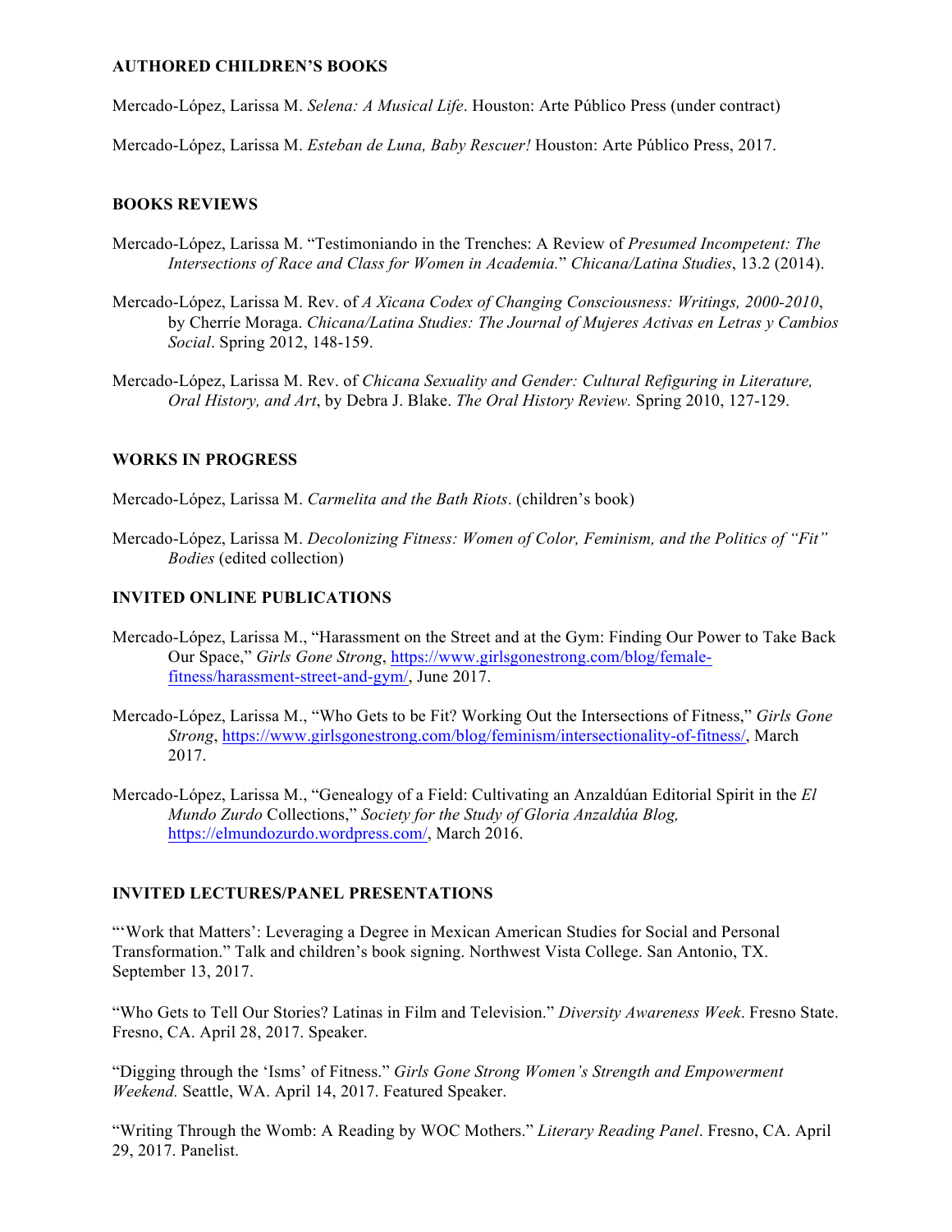## AUTHORED CHILDREN'S BOOKS

Mercado-López, Larissa M. *Selena: A Musical Life*. Houston: Arte Público Press (under contract)

Mercado-López, Larissa M. *Esteban de Luna, Baby Rescuer!* Houston: Arte Público Press, 2017.

## BOOKS REVIEWS

Mercado-López, Larissa M. "Testimoniando in the Trenches: A Review of *Presumed Incompetent: The Intersections of Race and Class for Women in Academia.*" *Chicana/Latina Studies*, 13.2 (2014).

Mercado-López, Larissa M. Rev. of *A Xicana Codex of Changing Consciousness: Writings, 2000-2010*, by Cherríe Moraga. *Chicana/Latina Studies: The Journal of Mujeres Activas en Letras y Cambios Social*. Spring 2012, 148-159.

Mercado-López, Larissa M. Rev. of *Chicana Sexuality and Gender: Cultural Refiguring in Literature, Oral History, and Art*, by Debra J. Blake. *The Oral History Review.* Spring 2010, 127-129.

## WORKS IN PROGRESS

Mercado-López, Larissa M. *Carmelita and the Bath Riots*. (children's book)

Mercado-López, Larissa M. *Decolonizing Fitness: Women of Color, Feminism, and the Politics of "Fit" Bodies* (edited collection)

## INVITED ONLINE PUBLICATIONS

Mercado-López, Larissa M., "Harassment on the Street and at the Gym: Finding Our Power to Take Back Our Space," *Girls Gone Strong*, https://www.girlsgonestrong.com/blog/female-fitness/harassment-street-and-gym/, June 2017.

Mercado-López, Larissa M., "Who Gets to be Fit? Working Out the Intersections of Fitness," *Girls Gone Strong*, https://www.girlsgonestrong.com/blog/feminism/intersectionality-of-fitness/, March 2017.

Mercado-López, Larissa M., "Genealogy of a Field: Cultivating an Anzaldúan Editorial Spirit in the *El Mundo Zurdo* Collections," *Society for the Study of Gloria Anzaldúa Blog,* https://elmundozurdo.wordpress.com/, March 2016.

## INVITED LECTURES/PANEL PRESENTATIONS

"'Work that Matters': Leveraging a Degree in Mexican American Studies for Social and Personal Transformation." Talk and children's book signing. Northwest Vista College. San Antonio, TX. September 13, 2017.

"Who Gets to Tell Our Stories? Latinas in Film and Television." *Diversity Awareness Week*. Fresno State. Fresno, CA. April 28, 2017. Speaker.

"Digging through the 'Isms' of Fitness." *Girls Gone Strong Women's Strength and Empowerment Weekend.* Seattle, WA. April 14, 2017. Featured Speaker.

"Writing Through the Womb: A Reading by WOC Mothers." *Literary Reading Panel*. Fresno, CA. April 29, 2017. Panelist.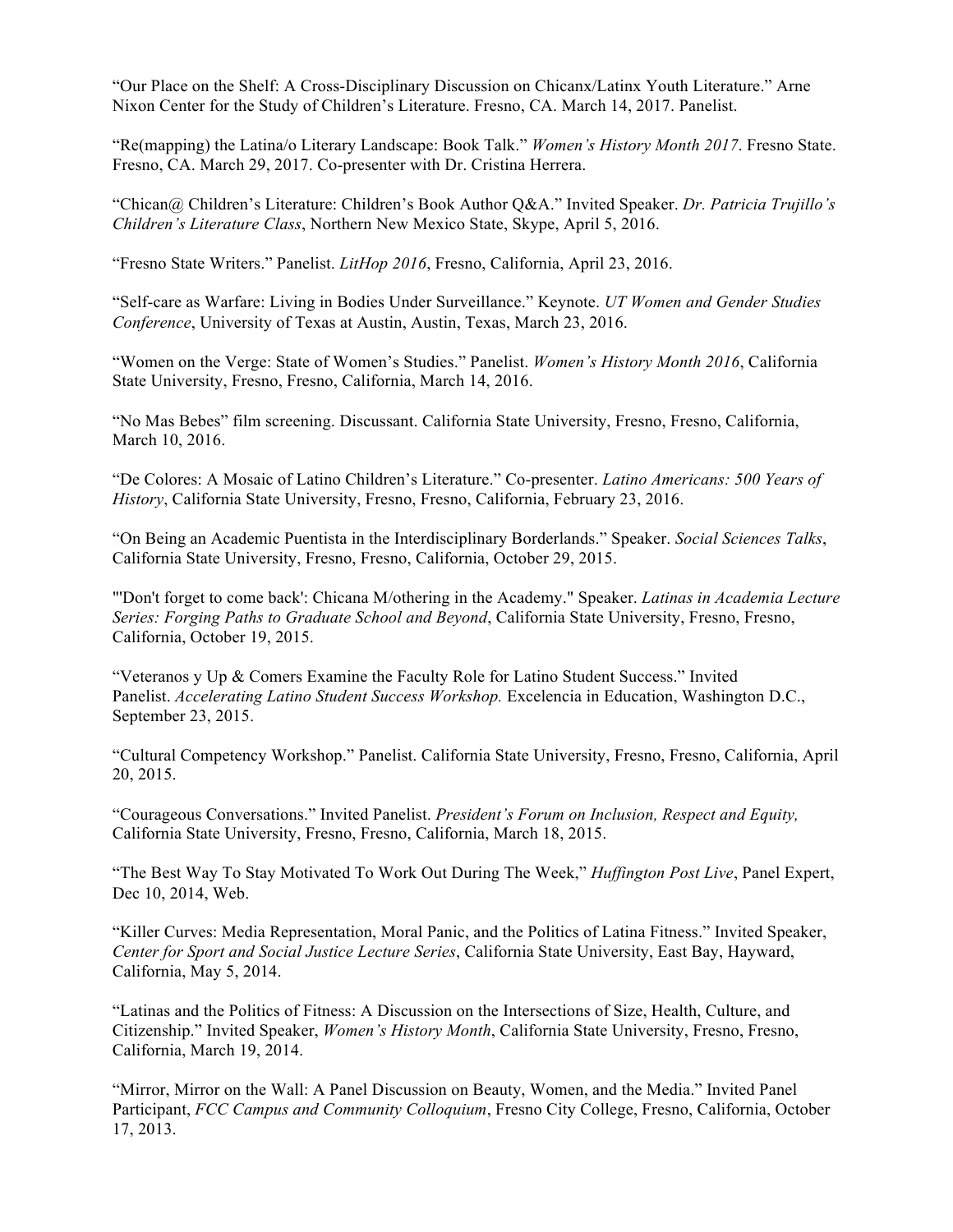"Our Place on the Shelf: A Cross-Disciplinary Discussion on Chicanx/Latinx Youth Literature." Arne Nixon Center for the Study of Children's Literature. Fresno, CA. March 14, 2017. Panelist.

"Re(mapping) the Latina/o Literary Landscape: Book Talk." *Women's History Month 2017*. Fresno State. Fresno, CA. March 29, 2017. Co-presenter with Dr. Cristina Herrera.

"Chican@ Children's Literature: Children's Book Author Q&A." Invited Speaker. *Dr. Patricia Trujillo's Children's Literature Class*, Northern New Mexico State, Skype, April 5, 2016.

"Fresno State Writers." Panelist. *LitHop 2016*, Fresno, California, April 23, 2016.

"Self-care as Warfare: Living in Bodies Under Surveillance." Keynote. *UT Women and Gender Studies Conference*, University of Texas at Austin, Austin, Texas, March 23, 2016.

"Women on the Verge: State of Women's Studies." Panelist. *Women's History Month 2016*, California State University, Fresno, Fresno, California, March 14, 2016.

"No Mas Bebes" film screening. Discussant. California State University, Fresno, Fresno, California, March 10, 2016.

"De Colores: A Mosaic of Latino Children's Literature." Co-presenter. *Latino Americans: 500 Years of History*, California State University, Fresno, Fresno, California, February 23, 2016.

"On Being an Academic Puentista in the Interdisciplinary Borderlands." Speaker. *Social Sciences Talks*, California State University, Fresno, Fresno, California, October 29, 2015.

"'Don't forget to come back': Chicana M/othering in the Academy." Speaker. *Latinas in Academia Lecture Series: Forging Paths to Graduate School and Beyond*, California State University, Fresno, Fresno, California, October 19, 2015.

"Veteranos y Up & Comers Examine the Faculty Role for Latino Student Success." Invited Panelist. *Accelerating Latino Student Success Workshop.* Excelencia in Education, Washington D.C., September 23, 2015.

"Cultural Competency Workshop." Panelist. California State University, Fresno, Fresno, California, April 20, 2015.

"Courageous Conversations." Invited Panelist. *President's Forum on Inclusion, Respect and Equity,* California State University, Fresno, Fresno, California, March 18, 2015.

"The Best Way To Stay Motivated To Work Out During The Week," *Huffington Post Live*, Panel Expert, Dec 10, 2014, Web.

"Killer Curves: Media Representation, Moral Panic, and the Politics of Latina Fitness." Invited Speaker, *Center for Sport and Social Justice Lecture Series*, California State University, East Bay, Hayward, California, May 5, 2014.

"Latinas and the Politics of Fitness: A Discussion on the Intersections of Size, Health, Culture, and Citizenship." Invited Speaker, *Women's History Month*, California State University, Fresno, Fresno, California, March 19, 2014.

"Mirror, Mirror on the Wall: A Panel Discussion on Beauty, Women, and the Media." Invited Panel Participant, *FCC Campus and Community Colloquium*, Fresno City College, Fresno, California, October 17, 2013.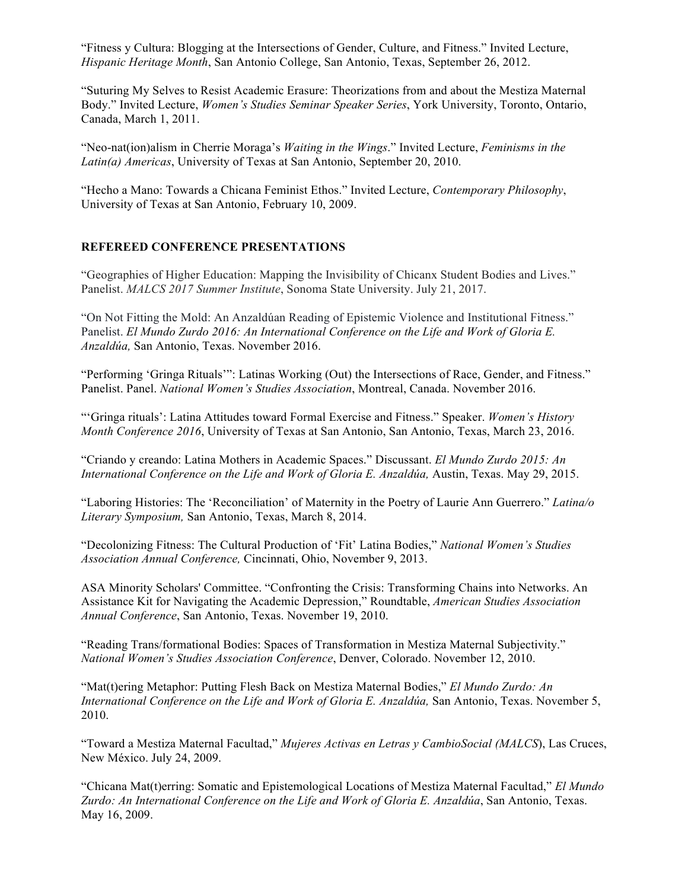“Fitness y Cultura: Blogging at the Intersections of Gender, Culture, and Fitness.” Invited Lecture, *Hispanic Heritage Month*, San Antonio College, San Antonio, Texas, September 26, 2012.

“Suturing My Selves to Resist Academic Erasure: Theorizations from and about the Mestiza Maternal Body.” Invited Lecture, *Women’s Studies Seminar Speaker Series*, York University, Toronto, Ontario, Canada, March 1, 2011.

“Neo-nat(ion)alism in Cherrie Moraga’s *Waiting in the Wings*.” Invited Lecture, *Feminisms in the Latin(a) Americas*, University of Texas at San Antonio, September 20, 2010.

“Hecho a Mano: Towards a Chicana Feminist Ethos.” Invited Lecture, *Contemporary Philosophy*, University of Texas at San Antonio, February 10, 2009.

**REFEREED CONFERENCE PRESENTATIONS**

“Geographies of Higher Education: Mapping the Invisibility of Chicanx Student Bodies and Lives.” Panelist. *MALCS 2017 Summer Institute*, Sonoma State University. July 21, 2017.

“On Not Fitting the Mold: An Anzaldúan Reading of Epistemic Violence and Institutional Fitness.” Panelist. *El Mundo Zurdo 2016: An International Conference on the Life and Work of Gloria E. Anzaldúa,* San Antonio, Texas. November 2016.

“Performing ‘Gringa Rituals’”: Latinas Working (Out) the Intersections of Race, Gender, and Fitness.” Panelist. Panel. *National Women’s Studies Association*, Montreal, Canada. November 2016.

“‘Gringa rituals’: Latina Attitudes toward Formal Exercise and Fitness.” Speaker. *Women’s History Month Conference 2016*, University of Texas at San Antonio, San Antonio, Texas, March 23, 2016.

“Criando y creando: Latina Mothers in Academic Spaces.” Discussant. *El Mundo Zurdo 2015: An International Conference on the Life and Work of Gloria E. Anzaldúa,* Austin, Texas. May 29, 2015.

“Laboring Histories: The ‘Reconciliation’ of Maternity in the Poetry of Laurie Ann Guerrero.” *Latina/o Literary Symposium,* San Antonio, Texas, March 8, 2014.

“Decolonizing Fitness: The Cultural Production of ‘Fit’ Latina Bodies,” *National Women’s Studies Association Annual Conference,* Cincinnati, Ohio, November 9, 2013.

ASA Minority Scholars' Committee. “Confronting the Crisis: Transforming Chains into Networks. An Assistance Kit for Navigating the Academic Depression,” Roundtable, *American Studies Association Annual Conference*, San Antonio, Texas. November 19, 2010.

“Reading Trans/formational Bodies: Spaces of Transformation in Mestiza Maternal Subjectivity.” *National Women’s Studies Association Conference*, Denver, Colorado. November 12, 2010.

“Mat(t)ering Metaphor: Putting Flesh Back on Mestiza Maternal Bodies,” *El Mundo Zurdo: An International Conference on the Life and Work of Gloria E. Anzaldúa,* San Antonio, Texas. November 5, 2010.

“Toward a Mestiza Maternal Facultad,” *Mujeres Activas en Letras y CambioSocial (MALCS*), Las Cruces, New México. July 24, 2009.

“Chicana Mat(t)erring: Somatic and Epistemological Locations of Mestiza Maternal Facultad,” *El Mundo Zurdo: An International Conference on the Life and Work of Gloria E. Anzaldúa*, San Antonio, Texas. May 16, 2009.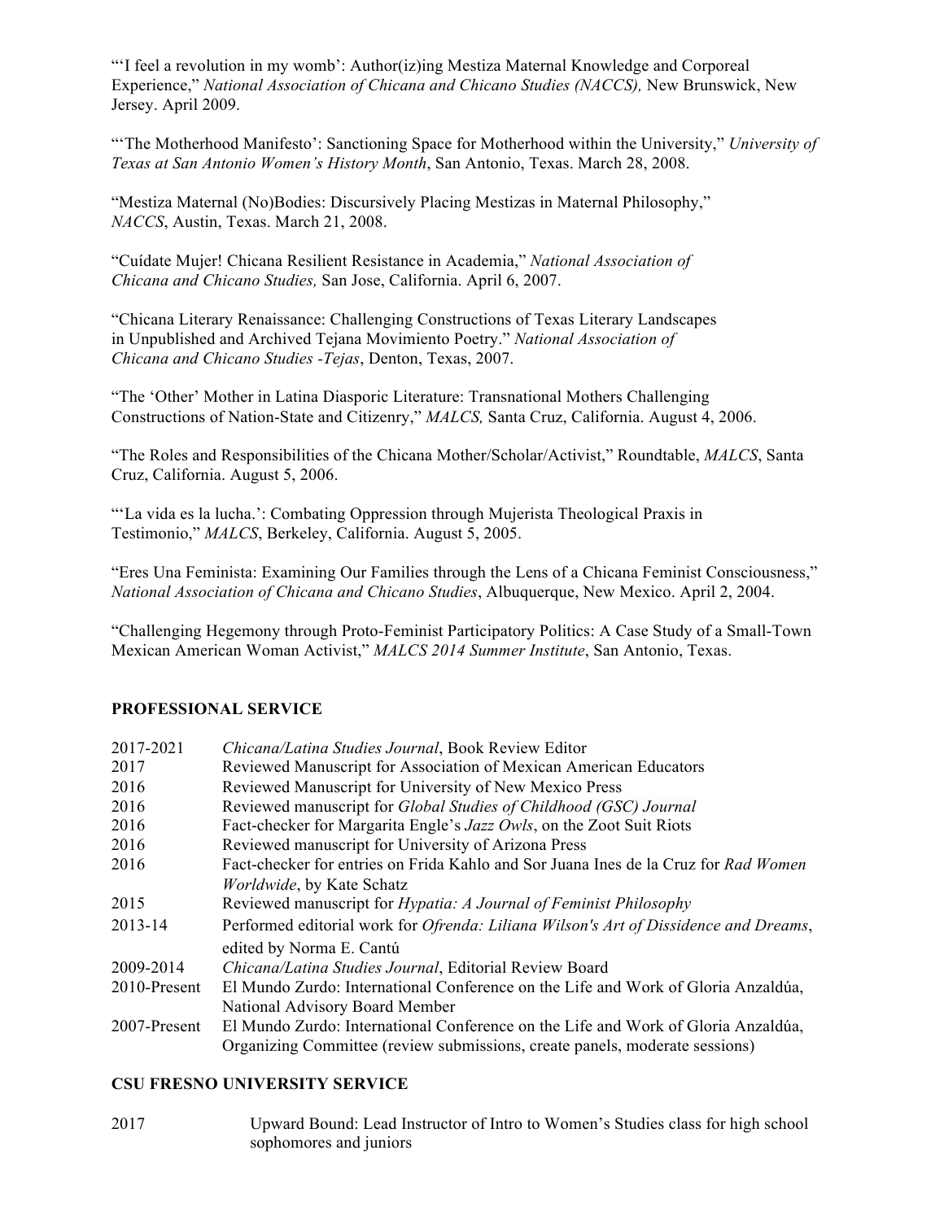"'I feel a revolution in my womb': Author(iz)ing Mestiza Maternal Knowledge and Corporeal Experience," *National Association of Chicana and Chicano Studies (NACCS),* New Brunswick, New Jersey. April 2009.

"'The Motherhood Manifesto': Sanctioning Space for Motherhood within the University," *University of Texas at San Antonio Women's History Month*, San Antonio, Texas. March 28, 2008.

"Mestiza Maternal (No)Bodies: Discursively Placing Mestizas in Maternal Philosophy," *NACCS*, Austin, Texas. March 21, 2008.

"Cuídate Mujer! Chicana Resilient Resistance in Academia," *National Association of Chicana and Chicano Studies,* San Jose, California. April 6, 2007.

"Chicana Literary Renaissance: Challenging Constructions of Texas Literary Landscapes in Unpublished and Archived Tejana Movimiento Poetry." *National Association of Chicana and Chicano Studies -Tejas*, Denton, Texas, 2007.

"The 'Other' Mother in Latina Diasporic Literature: Transnational Mothers Challenging Constructions of Nation-State and Citizenry," *MALCS,* Santa Cruz, California. August 4, 2006.

"The Roles and Responsibilities of the Chicana Mother/Scholar/Activist," Roundtable, *MALCS*, Santa Cruz, California. August 5, 2006.

"'La vida es la lucha.': Combating Oppression through Mujerista Theological Praxis in Testimonio," *MALCS*, Berkeley, California. August 5, 2005.

"Eres Una Feminista: Examining Our Families through the Lens of a Chicana Feminist Consciousness," *National Association of Chicana and Chicano Studies*, Albuquerque, New Mexico. April 2, 2004.

"Challenging Hegemony through Proto-Feminist Participatory Politics: A Case Study of a Small-Town Mexican American Woman Activist," *MALCS 2014 Summer Institute*, San Antonio, Texas.

## PROFESSIONAL SERVICE

| | |
|---|---|
| 2017-2021 | *Chicana/Latina Studies Journal*, Book Review Editor |
| 2017 | Reviewed Manuscript for Association of Mexican American Educators |
| 2016 | Reviewed Manuscript for University of New Mexico Press |
| 2016 | Reviewed manuscript for *Global Studies of Childhood (GSC) Journal* |
| 2016 | Fact-checker for Margarita Engle's *Jazz Owls*, on the Zoot Suit Riots |
| 2016 | Reviewed manuscript for University of Arizona Press |
| 2016 | Fact-checker for entries on Frida Kahlo and Sor Juana Ines de la Cruz for *Rad Women Worldwide*, by Kate Schatz |
| 2015 | Reviewed manuscript for *Hypatia: A Journal of Feminist Philosophy* |
| 2013-14 | Performed editorial work for *Ofrenda: Liliana Wilson's Art of Dissidence and Dreams*, edited by Norma E. Cantú |
| 2009-2014 | *Chicana/Latina Studies Journal*, Editorial Review Board |
| 2010-Present | El Mundo Zurdo: International Conference on the Life and Work of Gloria Anzaldúa, National Advisory Board Member |
| 2007-Present | El Mundo Zurdo: International Conference on the Life and Work of Gloria Anzaldúa, Organizing Committee (review submissions, create panels, moderate sessions) |

## CSU FRESNO UNIVERSITY SERVICE

| | |
|---|---|
| 2017 | Upward Bound: Lead Instructor of Intro to Women's Studies class for high school sophomores and juniors |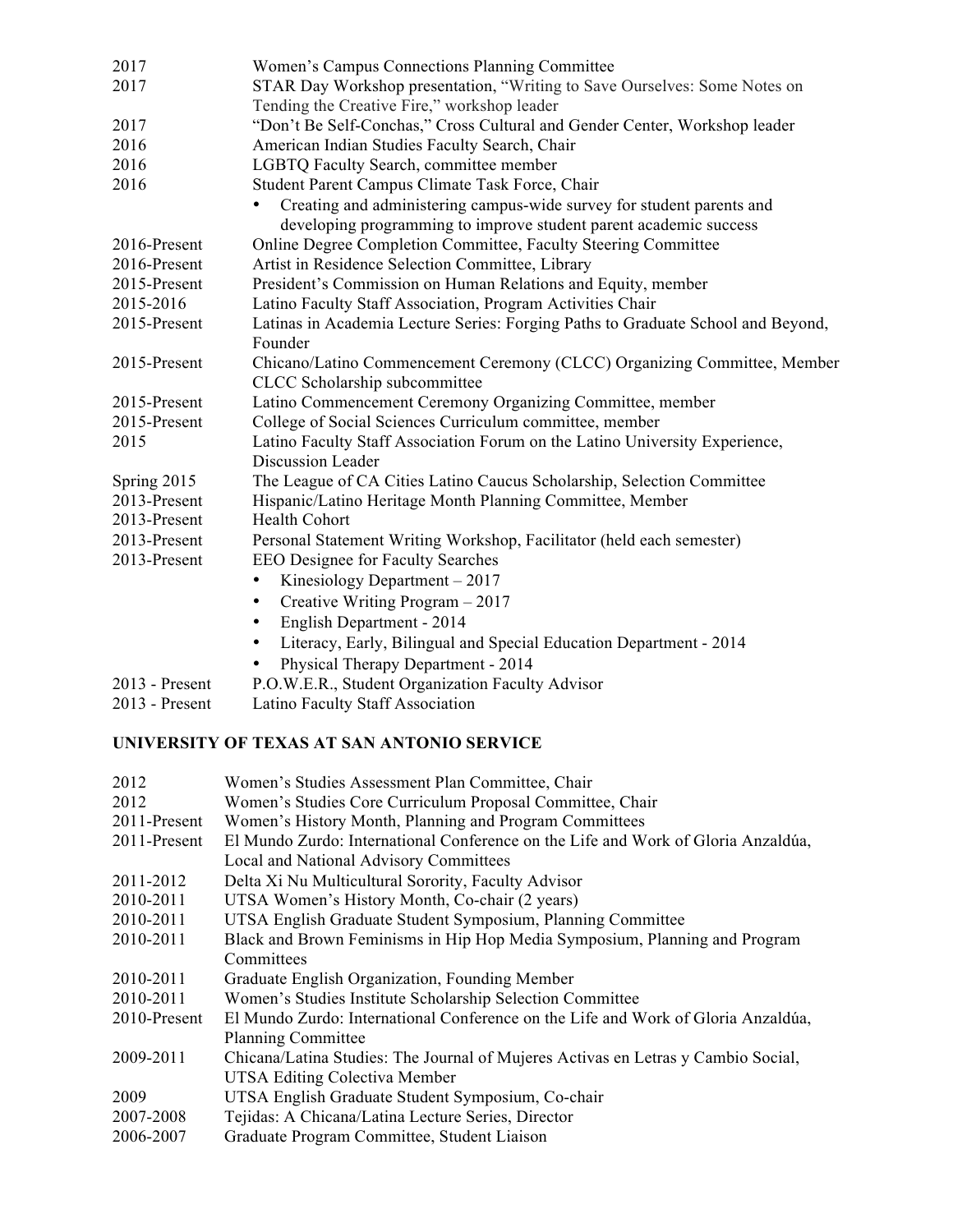| | |
|---|---|
| 2017 | Women's Campus Connections Planning Committee |
| 2017 | STAR Day Workshop presentation, "Writing to Save Ourselves: Some Notes on Tending the Creative Fire," workshop leader |
| 2017 | "Don't Be Self-Conchas," Cross Cultural and Gender Center, Workshop leader |
| 2016 | American Indian Studies Faculty Search, Chair |
| 2016 | LGBTQ Faculty Search, committee member |
| 2016 | Student Parent Campus Climate Task Force, Chair<br>• Creating and administering campus-wide survey for student parents and developing programming to improve student parent academic success |
| 2016-Present | Online Degree Completion Committee, Faculty Steering Committee |
| 2016-Present | Artist in Residence Selection Committee, Library |
| 2015-Present | President's Commission on Human Relations and Equity, member |
| 2015-2016 | Latino Faculty Staff Association, Program Activities Chair |
| 2015-Present | Latinas in Academia Lecture Series: Forging Paths to Graduate School and Beyond, Founder |
| 2015-Present | Chicano/Latino Commencement Ceremony (CLCC) Organizing Committee, Member CLCC Scholarship subcommittee |
| 2015-Present | Latino Commencement Ceremony Organizing Committee, member |
| 2015-Present | College of Social Sciences Curriculum committee, member |
| 2015 | Latino Faculty Staff Association Forum on the Latino University Experience, Discussion Leader |
| Spring 2015 | The League of CA Cities Latino Caucus Scholarship, Selection Committee |
| 2013-Present | Hispanic/Latino Heritage Month Planning Committee, Member |
| 2013-Present | Health Cohort |
| 2013-Present | Personal Statement Writing Workshop, Facilitator (held each semester) |
| 2013-Present | EEO Designee for Faculty Searches<br>• Kinesiology Department – 2017<br>• Creative Writing Program – 2017<br>• English Department - 2014<br>• Literacy, Early, Bilingual and Special Education Department - 2014<br>• Physical Therapy Department - 2014 |
| 2013 - Present | P.O.W.E.R., Student Organization Faculty Advisor |
| 2013 - Present | Latino Faculty Staff Association |

**UNIVERSITY OF TEXAS AT SAN ANTONIO SERVICE**

| | |
|---|---|
| 2012 | Women's Studies Assessment Plan Committee, Chair |
| 2012 | Women's Studies Core Curriculum Proposal Committee, Chair |
| 2011-Present | Women's History Month, Planning and Program Committees |
| 2011-Present | El Mundo Zurdo: International Conference on the Life and Work of Gloria Anzaldúa, Local and National Advisory Committees |
| 2011-2012 | Delta Xi Nu Multicultural Sorority, Faculty Advisor |
| 2010-2011 | UTSA Women's History Month, Co-chair (2 years) |
| 2010-2011 | UTSA English Graduate Student Symposium, Planning Committee |
| 2010-2011 | Black and Brown Feminisms in Hip Hop Media Symposium, Planning and Program Committees |
| 2010-2011 | Graduate English Organization, Founding Member |
| 2010-2011 | Women's Studies Institute Scholarship Selection Committee |
| 2010-Present | El Mundo Zurdo: International Conference on the Life and Work of Gloria Anzaldúa, Planning Committee |
| 2009-2011 | Chicana/Latina Studies: The Journal of Mujeres Activas en Letras y Cambio Social, UTSA Editing Colectiva Member |
| 2009 | UTSA English Graduate Student Symposium, Co-chair |
| 2007-2008 | Tejidas: A Chicana/Latina Lecture Series, Director |
| 2006-2007 | Graduate Program Committee, Student Liaison |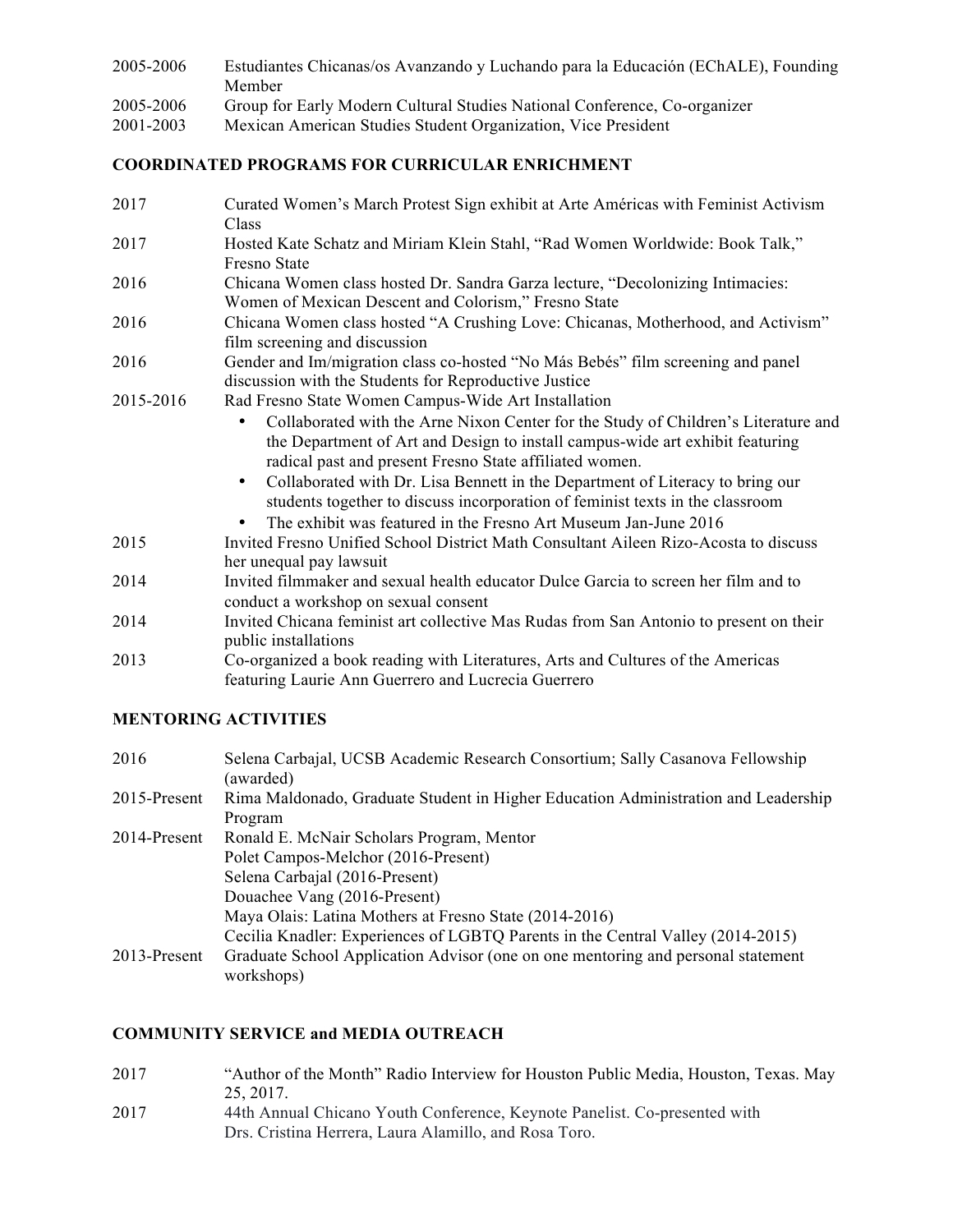2005-2006 Estudiantes Chicanas/os Avanzando y Luchando para la Educación (EChALE), Founding Member

2005-2006 Group for Early Modern Cultural Studies National Conference, Co-organizer

2001-2003 Mexican American Studies Student Organization, Vice President

## COORDINATED PROGRAMS FOR CURRICULAR ENRICHMENT

2017 Curated Women's March Protest Sign exhibit at Arte Américas with Feminist Activism Class

2017 Hosted Kate Schatz and Miriam Klein Stahl, "Rad Women Worldwide: Book Talk," Fresno State

2016 Chicana Women class hosted Dr. Sandra Garza lecture, "Decolonizing Intimacies: Women of Mexican Descent and Colorism," Fresno State

2016 Chicana Women class hosted "A Crushing Love: Chicanas, Motherhood, and Activism" film screening and discussion

2016 Gender and Im/migration class co-hosted "No Más Bebés" film screening and panel discussion with the Students for Reproductive Justice

2015-2016 Rad Fresno State Women Campus-Wide Art Installation

- Collaborated with the Arne Nixon Center for the Study of Children's Literature and the Department of Art and Design to install campus-wide art exhibit featuring radical past and present Fresno State affiliated women.
- Collaborated with Dr. Lisa Bennett in the Department of Literacy to bring our students together to discuss incorporation of feminist texts in the classroom
- The exhibit was featured in the Fresno Art Museum Jan-June 2016

2015 Invited Fresno Unified School District Math Consultant Aileen Rizo-Acosta to discuss her unequal pay lawsuit

2014 Invited filmmaker and sexual health educator Dulce Garcia to screen her film and to conduct a workshop on sexual consent

2014 Invited Chicana feminist art collective Mas Rudas from San Antonio to present on their public installations

2013 Co-organized a book reading with Literatures, Arts and Cultures of the Americas featuring Laurie Ann Guerrero and Lucrecia Guerrero

## MENTORING ACTIVITIES

2016 Selena Carbajal, UCSB Academic Research Consortium; Sally Casanova Fellowship (awarded)

2015-Present Rima Maldonado, Graduate Student in Higher Education Administration and Leadership Program

2014-Present Ronald E. McNair Scholars Program, Mentor
Polet Campos-Melchor (2016-Present)
Selena Carbajal (2016-Present)
Douachee Vang (2016-Present)
Maya Olais: Latina Mothers at Fresno State (2014-2016)
Cecilia Knadler: Experiences of LGBTQ Parents in the Central Valley (2014-2015)

2013-Present Graduate School Application Advisor (one on one mentoring and personal statement workshops)

## COMMUNITY SERVICE and MEDIA OUTREACH

2017 "Author of the Month" Radio Interview for Houston Public Media, Houston, Texas. May 25, 2017.

2017 44th Annual Chicano Youth Conference, Keynote Panelist. Co-presented with Drs. Cristina Herrera, Laura Alamillo, and Rosa Toro.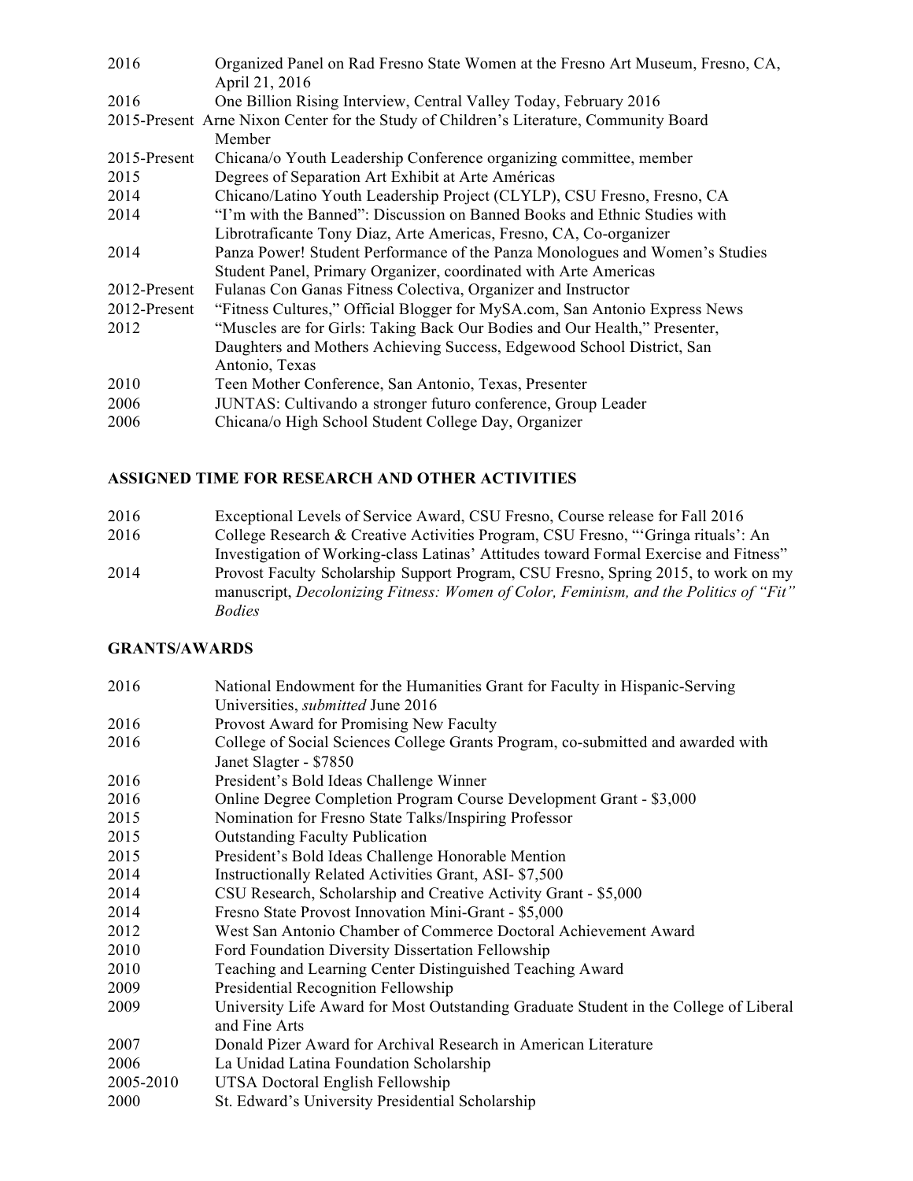| | |
|---|---|
| 2016 | Organized Panel on Rad Fresno State Women at the Fresno Art Museum, Fresno, CA, April 21, 2016 |
| 2016 | One Billion Rising Interview, Central Valley Today, February 2016 |
| 2015-Present | Arne Nixon Center for the Study of Children's Literature, Community Board Member |
| 2015-Present | Chicana/o Youth Leadership Conference organizing committee, member |
| 2015 | Degrees of Separation Art Exhibit at Arte Américas |
| 2014 | Chicano/Latino Youth Leadership Project (CLYLP), CSU Fresno, Fresno, CA |
| 2014 | "I'm with the Banned": Discussion on Banned Books and Ethnic Studies with Librotraficante Tony Diaz, Arte Americas, Fresno, CA, Co-organizer |
| 2014 | Panza Power! Student Performance of the Panza Monologues and Women's Studies Student Panel, Primary Organizer, coordinated with Arte Americas |
| 2012-Present | Fulanas Con Ganas Fitness Colectiva, Organizer and Instructor |
| 2012-Present | "Fitness Cultures," Official Blogger for MySA.com, San Antonio Express News |
| 2012 | "Muscles are for Girls: Taking Back Our Bodies and Our Health," Presenter, Daughters and Mothers Achieving Success, Edgewood School District, San Antonio, Texas |
| 2010 | Teen Mother Conference, San Antonio, Texas, Presenter |
| 2006 | JUNTAS: Cultivando a stronger futuro conference, Group Leader |
| 2006 | Chicana/o High School Student College Day, Organizer |

**ASSIGNED TIME FOR RESEARCH AND OTHER ACTIVITIES**

| | |
|---|---|
| 2016 | Exceptional Levels of Service Award, CSU Fresno, Course release for Fall 2016 |
| 2016 | College Research & Creative Activities Program, CSU Fresno, "'Gringa rituals': An Investigation of Working-class Latinas' Attitudes toward Formal Exercise and Fitness" |
| 2014 | Provost Faculty Scholarship Support Program, CSU Fresno, Spring 2015, to work on my manuscript, *Decolonizing Fitness: Women of Color, Feminism, and the Politics of "Fit" Bodies* |

**GRANTS/AWARDS**

| | |
|---|---|
| 2016 | National Endowment for the Humanities Grant for Faculty in Hispanic-Serving Universities, *submitted* June 2016 |
| 2016 | Provost Award for Promising New Faculty |
| 2016 | College of Social Sciences College Grants Program, co-submitted and awarded with Janet Slagter - $7850 |
| 2016 | President's Bold Ideas Challenge Winner |
| 2016 | Online Degree Completion Program Course Development Grant - $3,000 |
| 2015 | Nomination for Fresno State Talks/Inspiring Professor |
| 2015 | Outstanding Faculty Publication |
| 2015 | President's Bold Ideas Challenge Honorable Mention |
| 2014 | Instructionally Related Activities Grant, ASI- $7,500 |
| 2014 | CSU Research, Scholarship and Creative Activity Grant - $5,000 |
| 2014 | Fresno State Provost Innovation Mini-Grant - $5,000 |
| 2012 | West San Antonio Chamber of Commerce Doctoral Achievement Award |
| 2010 | Ford Foundation Diversity Dissertation Fellowship |
| 2010 | Teaching and Learning Center Distinguished Teaching Award |
| 2009 | Presidential Recognition Fellowship |
| 2009 | University Life Award for Most Outstanding Graduate Student in the College of Liberal and Fine Arts |
| 2007 | Donald Pizer Award for Archival Research in American Literature |
| 2006 | La Unidad Latina Foundation Scholarship |
| 2005-2010 | UTSA Doctoral English Fellowship |
| 2000 | St. Edward's University Presidential Scholarship |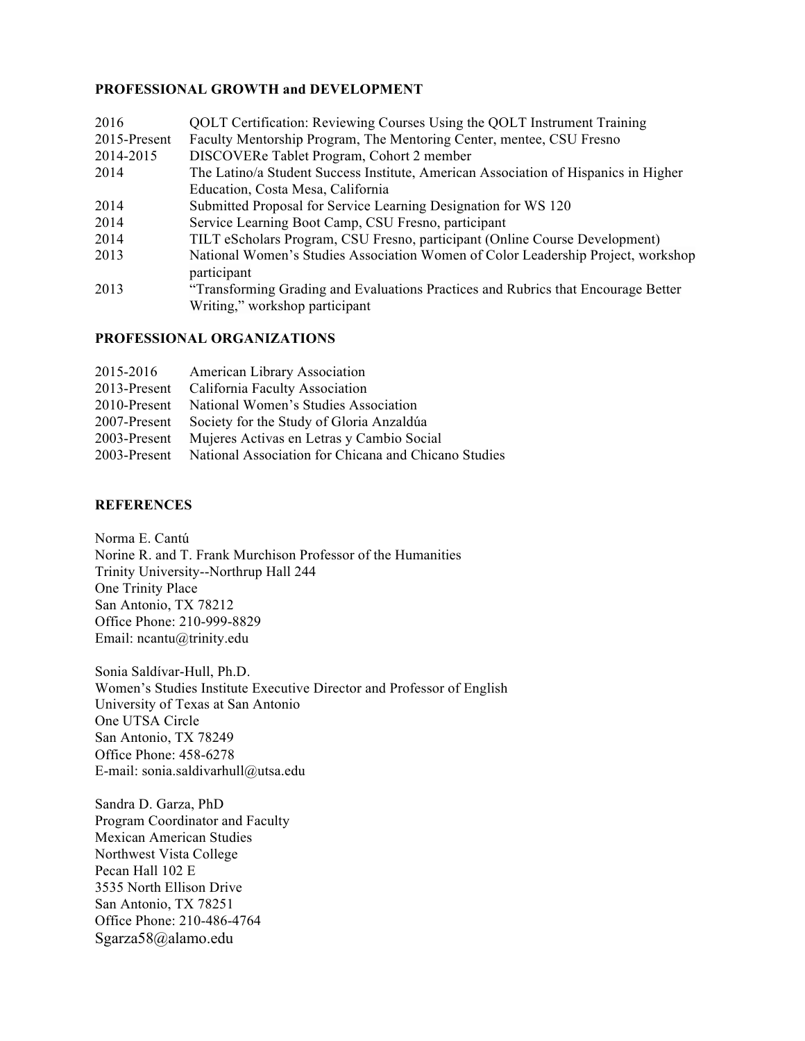**PROFESSIONAL GROWTH and DEVELOPMENT**

| | |
|---|---|
| 2016 | QOLT Certification: Reviewing Courses Using the QOLT Instrument Training |
| 2015-Present | Faculty Mentorship Program, The Mentoring Center, mentee, CSU Fresno |
| 2014-2015 | DISCOVERe Tablet Program, Cohort 2 member |
| 2014 | The Latino/a Student Success Institute, American Association of Hispanics in Higher Education, Costa Mesa, California |
| 2014 | Submitted Proposal for Service Learning Designation for WS 120 |
| 2014 | Service Learning Boot Camp, CSU Fresno, participant |
| 2014 | TILT eScholars Program, CSU Fresno, participant (Online Course Development) |
| 2013 | National Women's Studies Association Women of Color Leadership Project, workshop participant |
| 2013 | "Transforming Grading and Evaluations Practices and Rubrics that Encourage Better Writing," workshop participant |

**PROFESSIONAL ORGANIZATIONS**

| | |
|---|---|
| 2015-2016 | American Library Association |
| 2013-Present | California Faculty Association |
| 2010-Present | National Women's Studies Association |
| 2007-Present | Society for the Study of Gloria Anzaldúa |
| 2003-Present | Mujeres Activas en Letras y Cambio Social |
| 2003-Present | National Association for Chicana and Chicano Studies |

**REFERENCES**

Norma E. Cantú
Norine R. and T. Frank Murchison Professor of the Humanities
Trinity University--Northrup Hall 244
One Trinity Place
San Antonio, TX 78212
Office Phone: 210-999-8829
Email: ncantu@trinity.edu

Sonia Saldívar-Hull, Ph.D.
Women's Studies Institute Executive Director and Professor of English
University of Texas at San Antonio
One UTSA Circle
San Antonio, TX 78249
Office Phone: 458-6278
E-mail: sonia.saldivarhull@utsa.edu

Sandra D. Garza, PhD
Program Coordinator and Faculty
Mexican American Studies
Northwest Vista College
Pecan Hall 102 E
3535 North Ellison Drive
San Antonio, TX 78251
Office Phone: 210-486-4764
Sgarza58@alamo.edu